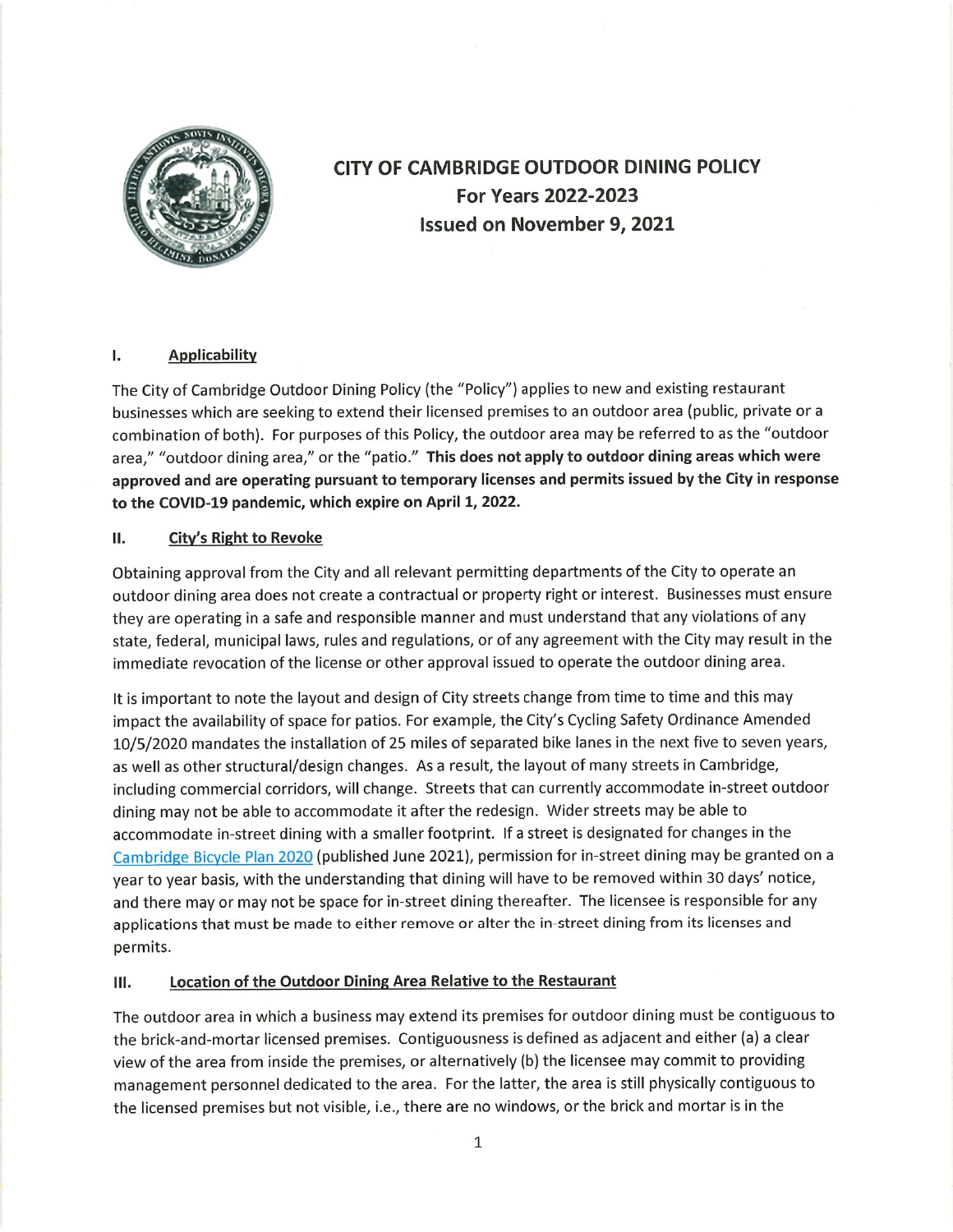# CITY OF CAMBRIDGE OUTDOOR DINING POLICY
## For Years 2022-2023
## Issued on November 9, 2021

### I. Applicability

The City of Cambridge Outdoor Dining Policy (the "Policy") applies to new and existing restaurant businesses which are seeking to extend their licensed premises to an outdoor area (public, private or a combination of both). For purposes of this Policy, the outdoor area may be referred to as the "outdoor area," "outdoor dining area," or the "patio." **This does not apply to outdoor dining areas which were approved and are operating pursuant to temporary licenses and permits issued by the City in response to the COVID-19 pandemic, which expire on April 1, 2022.**

### II. City's Right to Revoke

Obtaining approval from the City and all relevant permitting departments of the City to operate an outdoor dining area does not create a contractual or property right or interest. Businesses must ensure they are operating in a safe and responsible manner and must understand that any violations of any state, federal, municipal laws, rules and regulations, or of any agreement with the City may result in the immediate revocation of the license or other approval issued to operate the outdoor dining area.

It is important to note the layout and design of City streets change from time to time and this may impact the availability of space for patios. For example, the City's Cycling Safety Ordinance Amended 10/5/2020 mandates the installation of 25 miles of separated bike lanes in the next five to seven years, as well as other structural/design changes. As a result, the layout of many streets in Cambridge, including commercial corridors, will change. Streets that can currently accommodate in-street outdoor dining may not be able to accommodate it after the redesign. Wider streets may be able to accommodate in-street dining with a smaller footprint. If a street is designated for changes in the Cambridge Bicycle Plan 2020 (published June 2021), permission for in-street dining may be granted on a year to year basis, with the understanding that dining will have to be removed within 30 days' notice, and there may or may not be space for in-street dining thereafter. The licensee is responsible for any applications that must be made to either remove or alter the in-street dining from its licenses and permits.

### III. Location of the Outdoor Dining Area Relative to the Restaurant

The outdoor area in which a business may extend its premises for outdoor dining must be contiguous to the brick-and-mortar licensed premises. Contiguousness is defined as adjacent and either (a) a clear view of the area from inside the premises, or alternatively (b) the licensee may commit to providing management personnel dedicated to the area. For the latter, the area is still physically contiguous to the licensed premises but not visible, i.e., there are no windows, or the brick and mortar is in the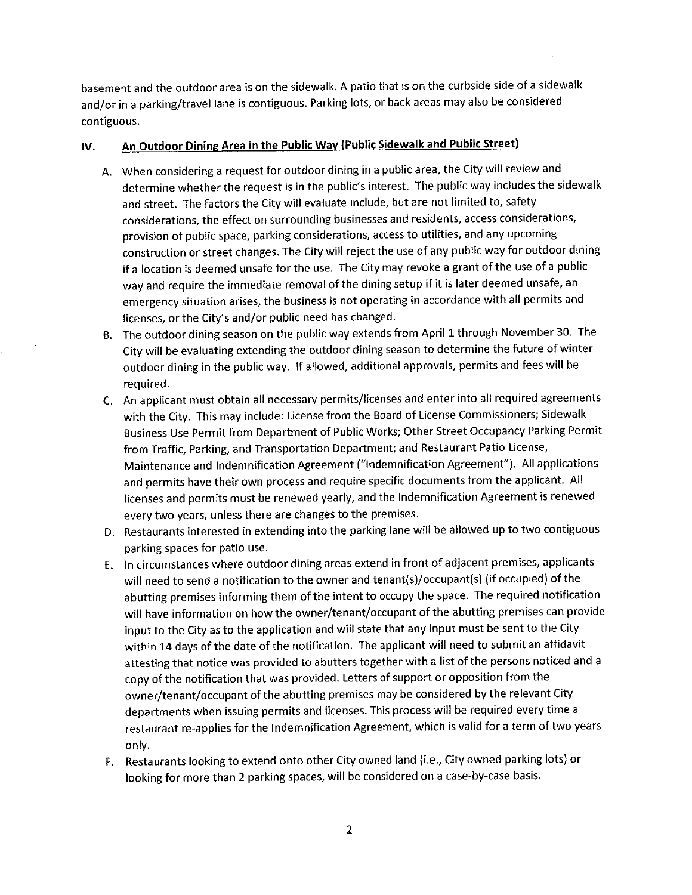basement and the outdoor area is on the sidewalk. A patio that is on the curbside side of a sidewalk and/or in a parking/travel lane is contiguous. Parking lots, or back areas may also be considered contiguous.

## IV. An Outdoor Dining Area in the Public Way (Public Sidewalk and Public Street)

A. When considering a request for outdoor dining in a public area, the City will review and determine whether the request is in the public's interest. The public way includes the sidewalk and street. The factors the City will evaluate include, but are not limited to, safety considerations, the effect on surrounding businesses and residents, access considerations, provision of public space, parking considerations, access to utilities, and any upcoming construction or street changes. The City will reject the use of any public way for outdoor dining if a location is deemed unsafe for the use. The City may revoke a grant of the use of a public way and require the immediate removal of the dining setup if it is later deemed unsafe, an emergency situation arises, the business is not operating in accordance with all permits and licenses, or the City's and/or public need has changed.

B. The outdoor dining season on the public way extends from April 1 through November 30. The City will be evaluating extending the outdoor dining season to determine the future of winter outdoor dining in the public way. If allowed, additional approvals, permits and fees will be required.

C. An applicant must obtain all necessary permits/licenses and enter into all required agreements with the City. This may include: License from the Board of License Commissioners; Sidewalk Business Use Permit from Department of Public Works; Other Street Occupancy Parking Permit from Traffic, Parking, and Transportation Department; and Restaurant Patio License, Maintenance and Indemnification Agreement ("Indemnification Agreement"). All applications and permits have their own process and require specific documents from the applicant. All licenses and permits must be renewed yearly, and the Indemnification Agreement is renewed every two years, unless there are changes to the premises.

D. Restaurants interested in extending into the parking lane will be allowed up to two contiguous parking spaces for patio use.

E. In circumstances where outdoor dining areas extend in front of adjacent premises, applicants will need to send a notification to the owner and tenant(s)/occupant(s) (if occupied) of the abutting premises informing them of the intent to occupy the space. The required notification will have information on how the owner/tenant/occupant of the abutting premises can provide input to the City as to the application and will state that any input must be sent to the City within 14 days of the date of the notification. The applicant will need to submit an affidavit attesting that notice was provided to abutters together with a list of the persons noticed and a copy of the notification that was provided. Letters of support or opposition from the owner/tenant/occupant of the abutting premises may be considered by the relevant City departments when issuing permits and licenses. This process will be required every time a restaurant re-applies for the Indemnification Agreement, which is valid for a term of two years only.

F. Restaurants looking to extend onto other City owned land (i.e., City owned parking lots) or looking for more than 2 parking spaces, will be considered on a case-by-case basis.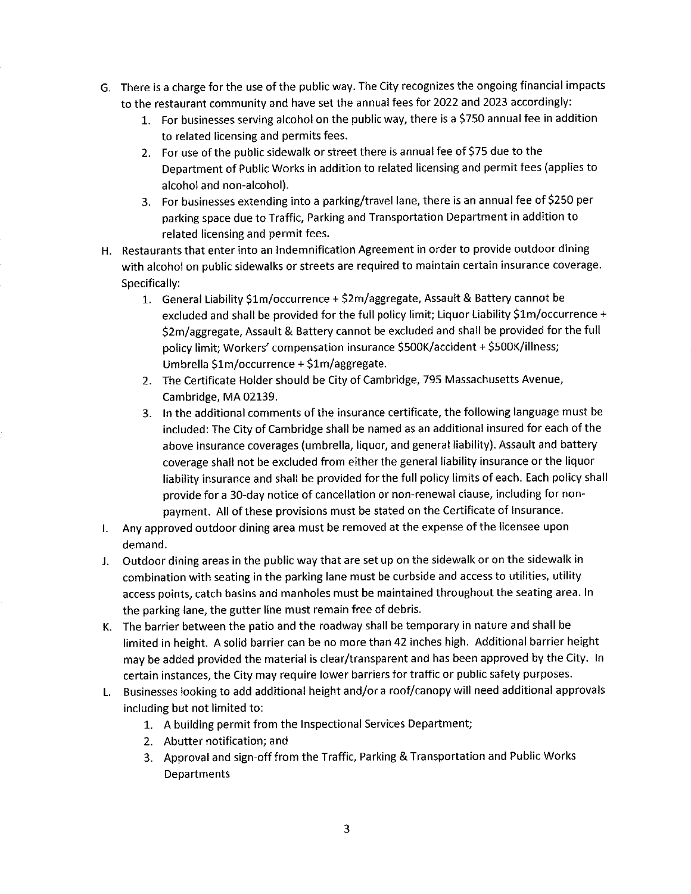G. There is a charge for the use of the public way. The City recognizes the ongoing financial impacts to the restaurant community and have set the annual fees for 2022 and 2023 accordingly:
    1. For businesses serving alcohol on the public way, there is a $750 annual fee in addition to related licensing and permits fees.
    2. For use of the public sidewalk or street there is annual fee of $75 due to the Department of Public Works in addition to related licensing and permit fees (applies to alcohol and non-alcohol).
    3. For businesses extending into a parking/travel lane, there is an annual fee of $250 per parking space due to Traffic, Parking and Transportation Department in addition to related licensing and permit fees.

H. Restaurants that enter into an Indemnification Agreement in order to provide outdoor dining with alcohol on public sidewalks or streets are required to maintain certain insurance coverage. Specifically:
    1. General Liability $1m/occurrence + $2m/aggregate, Assault & Battery cannot be excluded and shall be provided for the full policy limit; Liquor Liability $1m/occurrence + $2m/aggregate, Assault & Battery cannot be excluded and shall be provided for the full policy limit; Workers' compensation insurance $500K/accident + $500K/illness; Umbrella $1m/occurrence + $1m/aggregate.
    2. The Certificate Holder should be City of Cambridge, 795 Massachusetts Avenue, Cambridge, MA 02139.
    3. In the additional comments of the insurance certificate, the following language must be included: The City of Cambridge shall be named as an additional insured for each of the above insurance coverages (umbrella, liquor, and general liability). Assault and battery coverage shall not be excluded from either the general liability insurance or the liquor liability insurance and shall be provided for the full policy limits of each. Each policy shall provide for a 30-day notice of cancellation or non-renewal clause, including for non-payment. All of these provisions must be stated on the Certificate of Insurance.

I. Any approved outdoor dining area must be removed at the expense of the licensee upon demand.

J. Outdoor dining areas in the public way that are set up on the sidewalk or on the sidewalk in combination with seating in the parking lane must be curbside and access to utilities, utility access points, catch basins and manholes must be maintained throughout the seating area. In the parking lane, the gutter line must remain free of debris.

K. The barrier between the patio and the roadway shall be temporary in nature and shall be limited in height. A solid barrier can be no more than 42 inches high. Additional barrier height may be added provided the material is clear/transparent and has been approved by the City. In certain instances, the City may require lower barriers for traffic or public safety purposes.

L. Businesses looking to add additional height and/or a roof/canopy will need additional approvals including but not limited to:
    1. A building permit from the Inspectional Services Department;
    2. Abutter notification; and
    3. Approval and sign-off from the Traffic, Parking & Transportation and Public Works Departments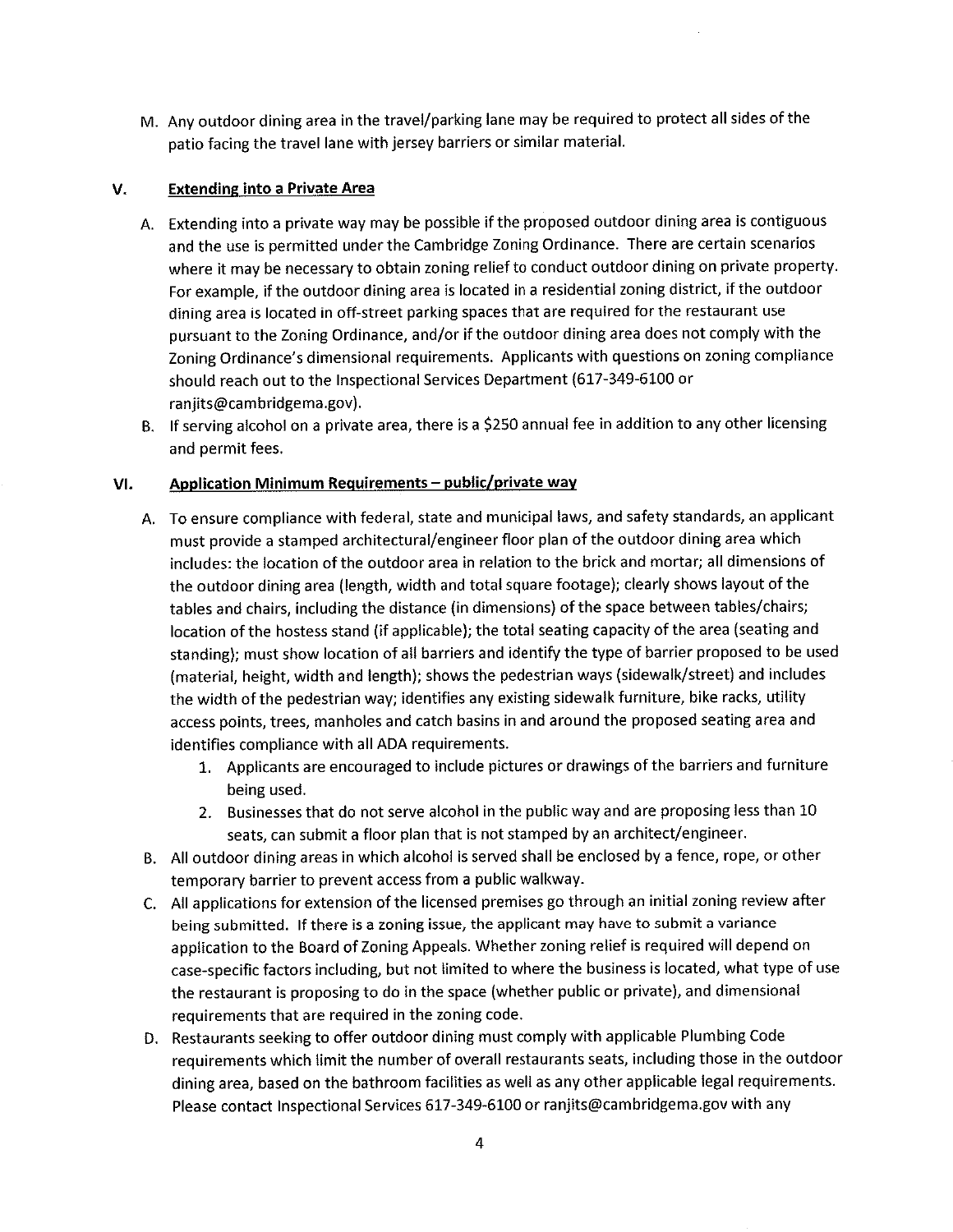M. Any outdoor dining area in the travel/parking lane may be required to protect all sides of the patio facing the travel lane with jersey barriers or similar material.

## V. Extending into a Private Area

A. Extending into a private way may be possible if the proposed outdoor dining area is contiguous and the use is permitted under the Cambridge Zoning Ordinance. There are certain scenarios where it may be necessary to obtain zoning relief to conduct outdoor dining on private property. For example, if the outdoor dining area is located in a residential zoning district, if the outdoor dining area is located in off-street parking spaces that are required for the restaurant use pursuant to the Zoning Ordinance, and/or if the outdoor dining area does not comply with the Zoning Ordinance's dimensional requirements. Applicants with questions on zoning compliance should reach out to the Inspectional Services Department (617-349-6100 or ranjits@cambridgema.gov).

B. If serving alcohol on a private area, there is a $250 annual fee in addition to any other licensing and permit fees.

## VI. Application Minimum Requirements – public/private way

A. To ensure compliance with federal, state and municipal laws, and safety standards, an applicant must provide a stamped architectural/engineer floor plan of the outdoor dining area which includes: the location of the outdoor area in relation to the brick and mortar; all dimensions of the outdoor dining area (length, width and total square footage); clearly shows layout of the tables and chairs, including the distance (in dimensions) of the space between tables/chairs; location of the hostess stand (if applicable); the total seating capacity of the area (seating and standing); must show location of all barriers and identify the type of barrier proposed to be used (material, height, width and length); shows the pedestrian ways (sidewalk/street) and includes the width of the pedestrian way; identifies any existing sidewalk furniture, bike racks, utility access points, trees, manholes and catch basins in and around the proposed seating area and identifies compliance with all ADA requirements.

   1. Applicants are encouraged to include pictures or drawings of the barriers and furniture being used.
   2. Businesses that do not serve alcohol in the public way and are proposing less than 10 seats, can submit a floor plan that is not stamped by an architect/engineer.

B. All outdoor dining areas in which alcohol is served shall be enclosed by a fence, rope, or other temporary barrier to prevent access from a public walkway.

C. All applications for extension of the licensed premises go through an initial zoning review after being submitted. If there is a zoning issue, the applicant may have to submit a variance application to the Board of Zoning Appeals. Whether zoning relief is required will depend on case-specific factors including, but not limited to where the business is located, what type of use the restaurant is proposing to do in the space (whether public or private), and dimensional requirements that are required in the zoning code.

D. Restaurants seeking to offer outdoor dining must comply with applicable Plumbing Code requirements which limit the number of overall restaurants seats, including those in the outdoor dining area, based on the bathroom facilities as well as any other applicable legal requirements. Please contact Inspectional Services 617-349-6100 or ranjits@cambridgema.gov with any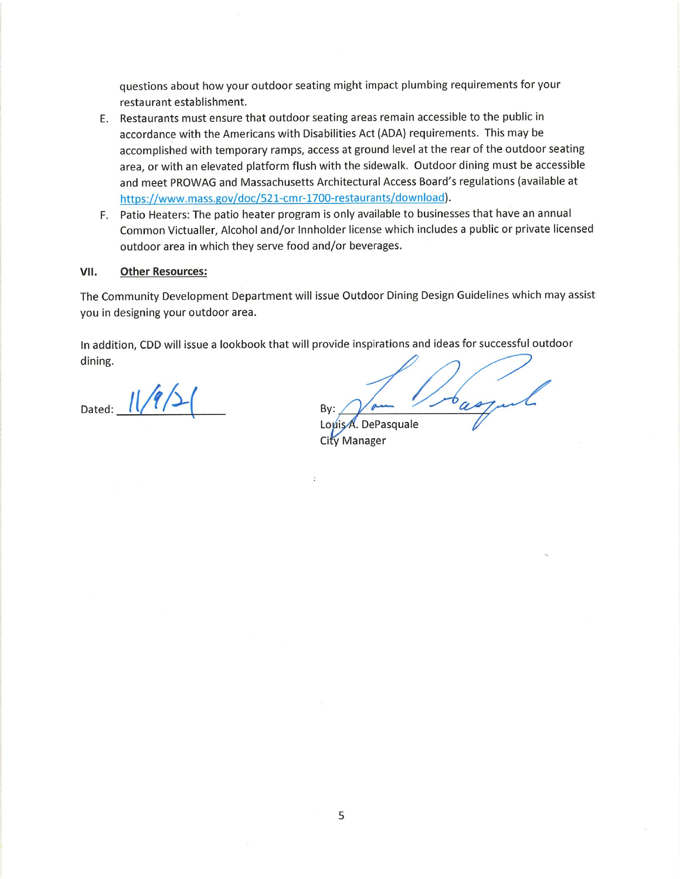questions about how your outdoor seating might impact plumbing requirements for your restaurant establishment.

E. Restaurants must ensure that outdoor seating areas remain accessible to the public in accordance with the Americans with Disabilities Act (ADA) requirements. This may be accomplished with temporary ramps, access at ground level at the rear of the outdoor seating area, or with an elevated platform flush with the sidewalk. Outdoor dining must be accessible and meet PROWAG and Massachusetts Architectural Access Board's regulations (available at https://www.mass.gov/doc/521-cmr-1700-restaurants/download).

F. Patio Heaters: The patio heater program is only available to businesses that have an annual Common Victualler, Alcohol and/or Innholder license which includes a public or private licensed outdoor area in which they serve food and/or beverages.

## VII. Other Resources:

The Community Development Department will issue Outdoor Dining Design Guidelines which may assist you in designing your outdoor area.

In addition, CDD will issue a lookbook that will provide inspirations and ideas for successful outdoor dining.

Dated: 11/9/21

By: ______________________
Louis A. DePasquale
City Manager